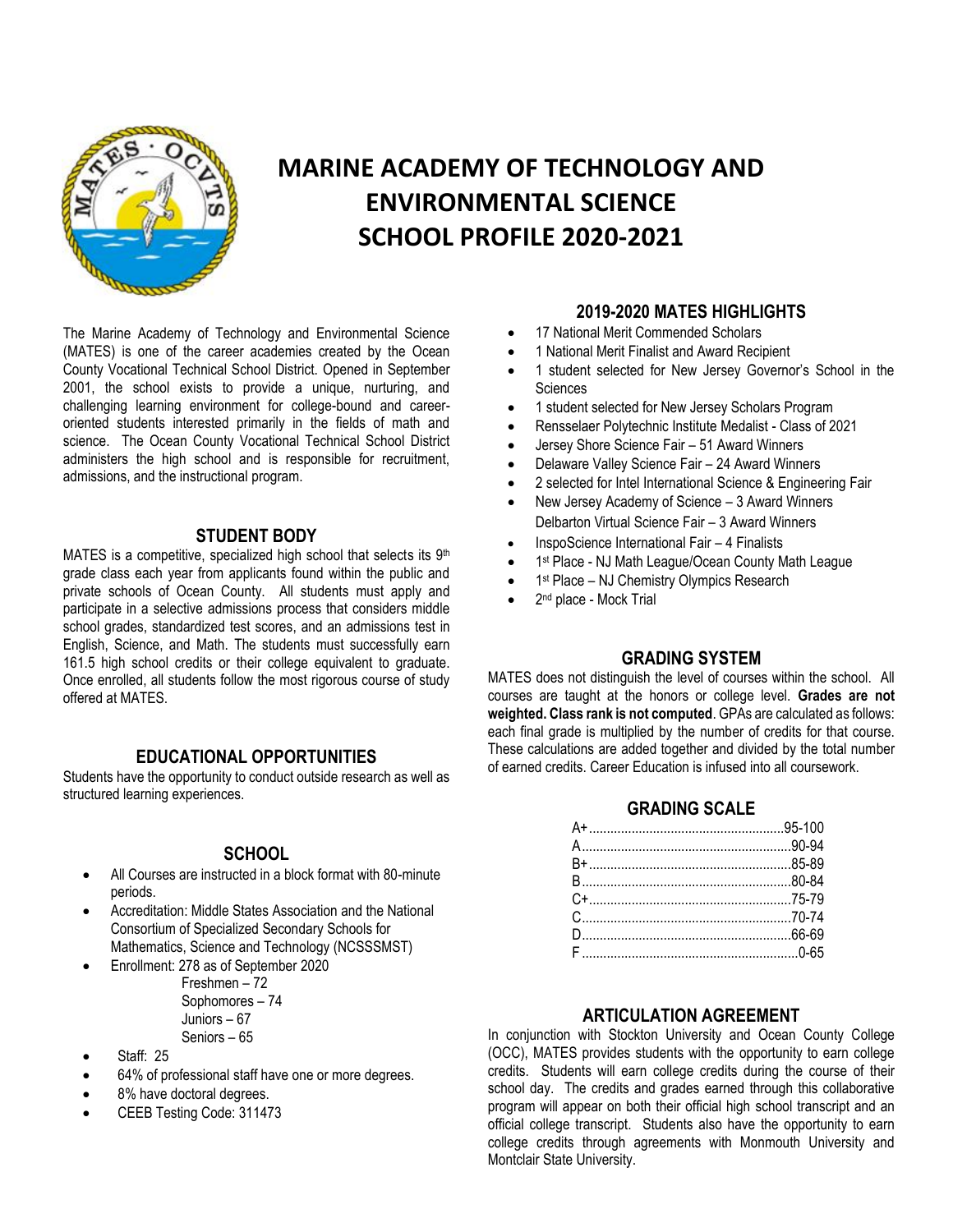# MARINE ACADEMY OF TECHNOLOGY AND ENVIRONMENTAL SCIENCE SCHOOL PROFILE 2020-2021

The Marine Academy of Technology and Environmental Science (MATES) is one of the career academies created by the Ocean County Vocational Technical School District. Opened in September 2001, the school exists to provide a unique, nurturing, and challenging learning environment for college-bound and career-oriented students interested primarily in the fields of math and science. The Ocean County Vocational Technical School District administers the high school and is responsible for recruitment, admissions, and the instructional program.

## STUDENT BODY

MATES is a competitive, specialized high school that selects its 9th grade class each year from applicants found within the public and private schools of Ocean County. All students must apply and participate in a selective admissions process that considers middle school grades, standardized test scores, and an admissions test in English, Science, and Math. The students must successfully earn 161.5 high school credits or their college equivalent to graduate. Once enrolled, all students follow the most rigorous course of study offered at MATES.

## EDUCATIONAL OPPORTUNITIES

Students have the opportunity to conduct outside research as well as structured learning experiences.

## SCHOOL

- All Courses are instructed in a block format with 80-minute periods.
- Accreditation: Middle States Association and the National Consortium of Specialized Secondary Schools for Mathematics, Science and Technology (NCSSSMST)
- Enrollment: 278 as of September 2020
  - Freshmen – 72
  - Sophomores – 74
  - Juniors – 67
  - Seniors – 65
- Staff: 25
- 64% of professional staff have one or more degrees.
- 8% have doctoral degrees.
- CEEB Testing Code: 311473

## 2019-2020 MATES HIGHLIGHTS

- 17 National Merit Commended Scholars
- 1 National Merit Finalist and Award Recipient
- 1 student selected for New Jersey Governor's School in the Sciences
- 1 student selected for New Jersey Scholars Program
- Rensselaer Polytechnic Institute Medalist - Class of 2021
- Jersey Shore Science Fair – 51 Award Winners
- Delaware Valley Science Fair – 24 Award Winners
- 2 selected for Intel International Science & Engineering Fair
- New Jersey Academy of Science – 3 Award Winners
  Delbarton Virtual Science Fair – 3 Award Winners
- InspoScience International Fair – 4 Finalists
- 1st Place - NJ Math League/Ocean County Math League
- 1st Place – NJ Chemistry Olympics Research
- 2nd place - Mock Trial

## GRADING SYSTEM

MATES does not distinguish the level of courses within the school. All courses are taught at the honors or college level. **Grades are not weighted. Class rank is not computed**. GPAs are calculated as follows: each final grade is multiplied by the number of credits for that course. These calculations are added together and divided by the total number of earned credits. Career Education is infused into all coursework.

## GRADING SCALE

| Grade | Range |
|---|---|
| A+ | 95-100 |
| A | 90-94 |
| B+ | 85-89 |
| B | 80-84 |
| C+ | 75-79 |
| C | 70-74 |
| D | 66-69 |
| F | 0-65 |

## ARTICULATION AGREEMENT

In conjunction with Stockton University and Ocean County College (OCC), MATES provides students with the opportunity to earn college credits. Students will earn college credits during the course of their school day. The credits and grades earned through this collaborative program will appear on both their official high school transcript and an official college transcript. Students also have the opportunity to earn college credits through agreements with Monmouth University and Montclair State University.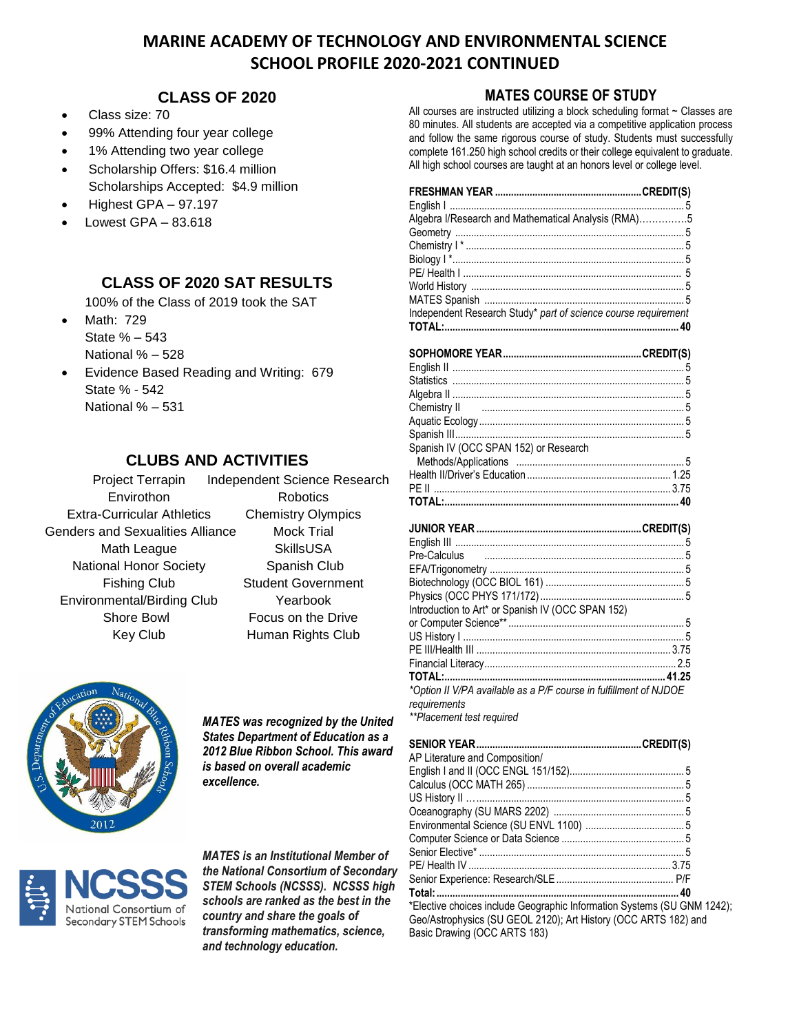# MARINE ACADEMY OF TECHNOLOGY AND ENVIRONMENTAL SCIENCE SCHOOL PROFILE 2020-2021 CONTINUED

## CLASS OF 2020

- Class size: 70
- 99% Attending four year college
- 1% Attending two year college
- Scholarship Offers: $16.4 million
  Scholarships Accepted: $4.9 million
- Highest GPA – 97.197
- Lowest GPA – 83.618

## CLASS OF 2020 SAT RESULTS

100% of the Class of 2019 took the SAT

- Math: 729
  State % – 543
  National % – 528
- Evidence Based Reading and Writing: 679
  State % - 542
  National % – 531

## CLUBS AND ACTIVITIES

| | |
|---|---|
| Project Terrapin | Independent Science Research |
| Envirothon | Robotics |
| Extra-Curricular Athletics | Chemistry Olympics |
| Genders and Sexualities Alliance | Mock Trial |
| Math League | SkillsUSA |
| National Honor Society | Spanish Club |
| Fishing Club | Student Government |
| Environmental/Birding Club | Yearbook |
| Shore Bowl | Focus on the Drive |
| Key Club | Human Rights Club |

***MATES was recognized by the United States Department of Education as a 2012 Blue Ribbon School. This award is based on overall academic excellence.***

***MATES is an Institutional Member of the National Consortium of Secondary STEM Schools (NCSSS). NCSSS high schools are ranked as the best in the country and share the goals of transforming mathematics, science, and technology education.***

## MATES COURSE OF STUDY

All courses are instructed utilizing a block scheduling format ~ Classes are 80 minutes. All students are accepted via a competitive application process and follow the same rigorous course of study. Students must successfully complete 161.250 high school credits or their college equivalent to graduate. All high school courses are taught at an honors level or college level.

| FRESHMAN YEAR | CREDIT(S) |
|---|---|
| English I | 5 |
| Algebra I/Research and Mathematical Analysis (RMA) | 5 |
| Geometry | 5 |
| Chemistry I * | 5 |
| Biology I * | 5 |
| PE/ Health I | 5 |
| World History | 5 |
| MATES Spanish | 5 |
| Independent Research Study* *part of science course requirement* | |
| **TOTAL:** | **40** |

| SOPHOMORE YEAR | CREDIT(S) |
|---|---|
| English II | 5 |
| Statistics | 5 |
| Algebra II | 5 |
| Chemistry II | 5 |
| Aquatic Ecology | 5 |
| Spanish III | 5 |
| Spanish IV (OCC SPAN 152) or Research Methods/Applications | 5 |
| Health II/Driver's Education | 1.25 |
| PE II | 3.75 |
| **TOTAL:** | **40** |

| JUNIOR YEAR | CREDIT(S) |
|---|---|
| English III | 5 |
| Pre-Calculus | 5 |
| EFA/Trigonometry | 5 |
| Biotechnology (OCC BIOL 161) | 5 |
| Physics (OCC PHYS 171/172) | 5 |
| Introduction to Art* or Spanish IV (OCC SPAN 152) or Computer Science** | 5 |
| US History I | 5 |
| PE III/Health III | 3.75 |
| Financial Literacy | 2.5 |
| **TOTAL:** | **41.25** |

*\*Option II V/PA available as a P/F course in fulfillment of NJDOE requirements*
*\*\*Placement test required*

| SENIOR YEAR | CREDIT(S) |
|---|---|
| AP Literature and Composition/ English I and II (OCC ENGL 151/152) | 5 |
| Calculus (OCC MATH 265) | 5 |
| US History II | 5 |
| Oceanography (SU MARS 2202) | 5 |
| Environmental Science (SU ENVL 1100) | 5 |
| Computer Science or Data Science | 5 |
| Senior Elective* | 5 |
| PE/ Health IV | 3.75 |
| Senior Experience: Research/SLE | P/F |
| **Total:** | **40** |

*Elective choices include Geographic Information Systems (SU GNM 1242); Geo/Astrophysics (SU GEOL 2120); Art History (OCC ARTS 182) and Basic Drawing (OCC ARTS 183)